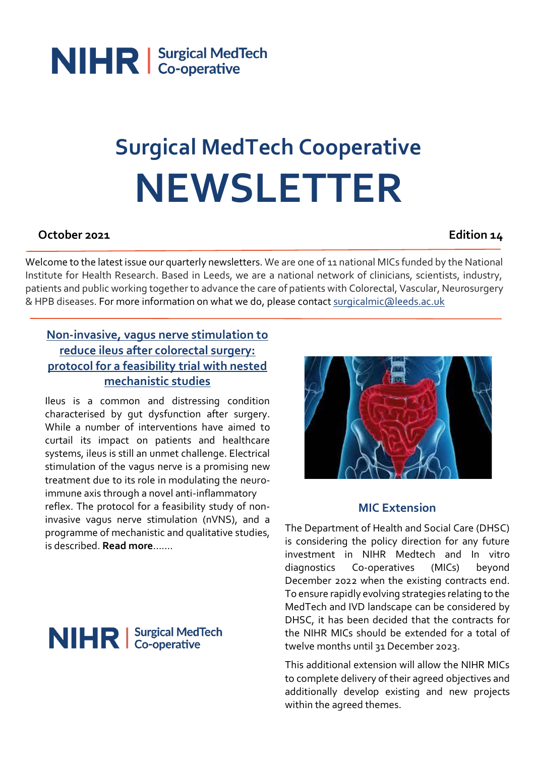NIHR | Surgical MedTech Co-operative

# Surgical MedTech Cooperative NEWSLETTER

**October 2021** **Edition 14**

Welcome to the latest issue our quarterly newsletters. We are one of 11 national MICs funded by the National Institute for Health Research. Based in Leeds, we are a national network of clinicians, scientists, industry, patients and public working together to advance the care of patients with Colorectal, Vascular, Neurosurgery & HPB diseases. For more information on what we do, please contact surgicalmic@leeds.ac.uk

## Non-invasive, vagus nerve stimulation to reduce ileus after colorectal surgery: protocol for a feasibility trial with nested mechanistic studies

Ileus is a common and distressing condition characterised by gut dysfunction after surgery. While a number of interventions have aimed to curtail its impact on patients and healthcare systems, ileus is still an unmet challenge. Electrical stimulation of the vagus nerve is a promising new treatment due to its role in modulating the neuro-immune axis through a novel anti-inflammatory reflex. The protocol for a feasibility study of non-invasive vagus nerve stimulation (nVNS), and a programme of mechanistic and qualitative studies, is described. **Read more**.......

NIHR | Surgical MedTech Co-operative

## MIC Extension

The Department of Health and Social Care (DHSC) is considering the policy direction for any future investment in NIHR Medtech and In vitro diagnostics Co-operatives (MICs) beyond December 2022 when the existing contracts end. To ensure rapidly evolving strategies relating to the MedTech and IVD landscape can be considered by DHSC, it has been decided that the contracts for the NIHR MICs should be extended for a total of twelve months until 31 December 2023.

This additional extension will allow the NIHR MICs to complete delivery of their agreed objectives and additionally develop existing and new projects within the agreed themes.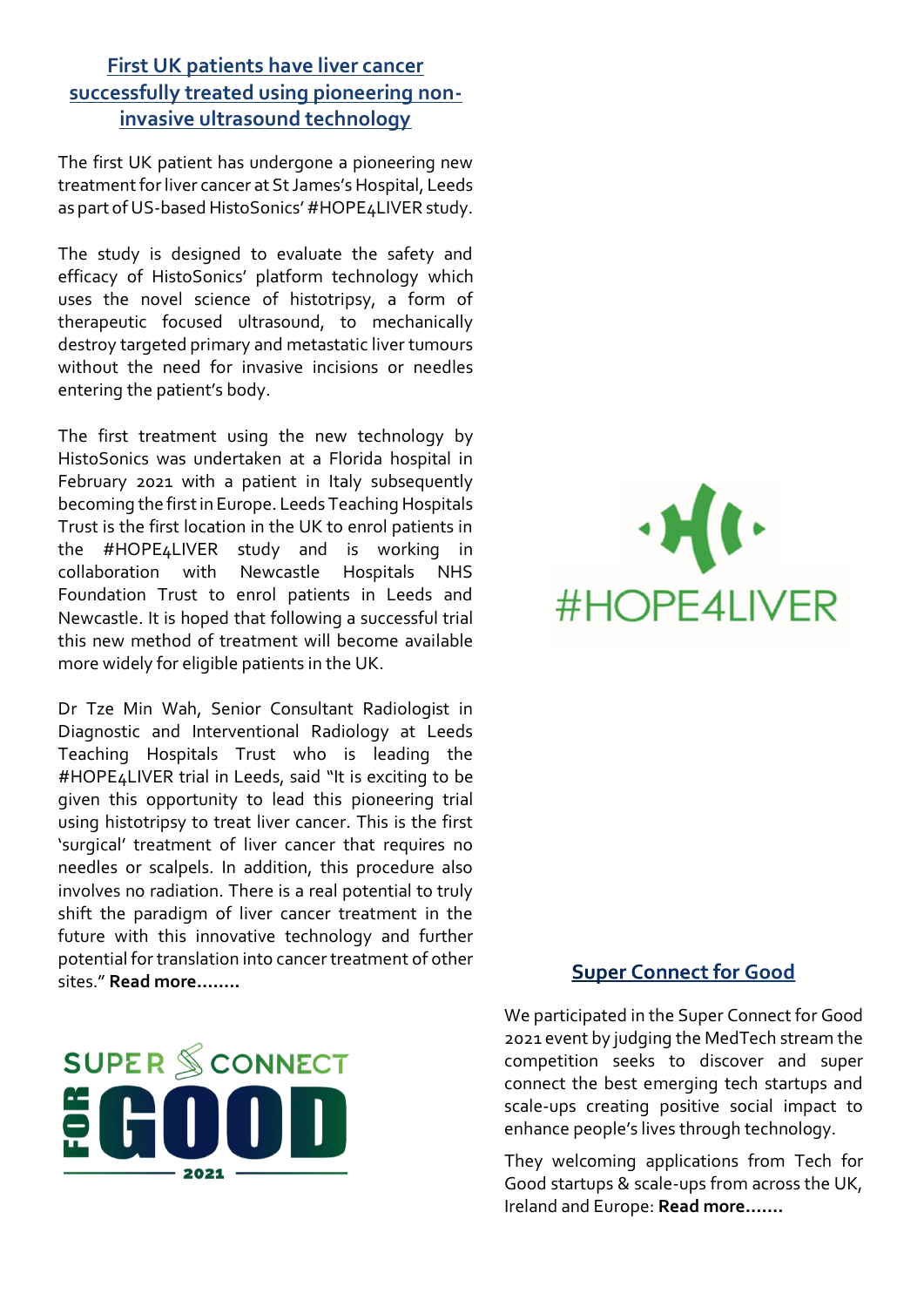## First UK patients have liver cancer successfully treated using pioneering non-invasive ultrasound technology

The first UK patient has undergone a pioneering new treatment for liver cancer at St James's Hospital, Leeds as part of US-based HistoSonics' #HOPE4LIVER study.

The study is designed to evaluate the safety and efficacy of HistoSonics' platform technology which uses the novel science of histotripsy, a form of therapeutic focused ultrasound, to mechanically destroy targeted primary and metastatic liver tumours without the need for invasive incisions or needles entering the patient's body.

The first treatment using the new technology by HistoSonics was undertaken at a Florida hospital in February 2021 with a patient in Italy subsequently becoming the first in Europe. Leeds Teaching Hospitals Trust is the first location in the UK to enrol patients in the #HOPE4LIVER study and is working in collaboration with Newcastle Hospitals NHS Foundation Trust to enrol patients in Leeds and Newcastle. It is hoped that following a successful trial this new method of treatment will become available more widely for eligible patients in the UK.

Dr Tze Min Wah, Senior Consultant Radiologist in Diagnostic and Interventional Radiology at Leeds Teaching Hospitals Trust who is leading the #HOPE4LIVER trial in Leeds, said "It is exciting to be given this opportunity to lead this pioneering trial using histotripsy to treat liver cancer. This is the first 'surgical' treatment of liver cancer that requires no needles or scalpels. In addition, this procedure also involves no radiation. There is a real potential to truly shift the paradigm of liver cancer treatment in the future with this innovative technology and further potential for translation into cancer treatment of other sites." **Read more……..**

#HOPE4LIVER

## Super Connect for Good

SUPER CONNECT FOR GOOD 2021

We participated in the Super Connect for Good 2021 event by judging the MedTech stream the competition seeks to discover and super connect the best emerging tech startups and scale-ups creating positive social impact to enhance people's lives through technology.

They welcoming applications from Tech for Good startups & scale-ups from across the UK, Ireland and Europe: **Read more…….**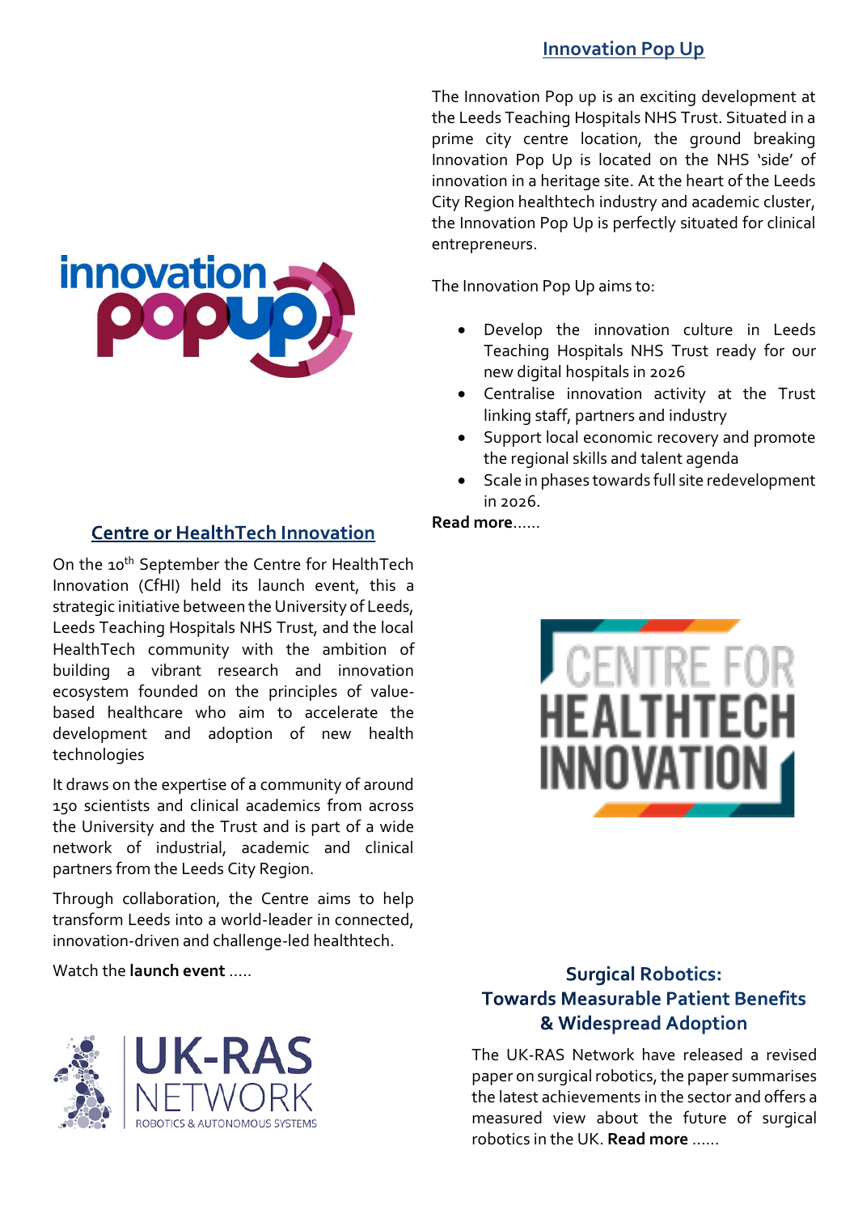## Innovation Pop Up

The Innovation Pop up is an exciting development at the Leeds Teaching Hospitals NHS Trust. Situated in a prime city centre location, the ground breaking Innovation Pop Up is located on the NHS 'side' of innovation in a heritage site. At the heart of the Leeds City Region healthtech industry and academic cluster, the Innovation Pop Up is perfectly situated for clinical entrepreneurs.

The Innovation Pop Up aims to:

- Develop the innovation culture in Leeds Teaching Hospitals NHS Trust ready for our new digital hospitals in 2026
- Centralise innovation activity at the Trust linking staff, partners and industry
- Support local economic recovery and promote the regional skills and talent agenda
- Scale in phases towards full site redevelopment in 2026.

**Read more**......

## Centre or HealthTech Innovation

On the 10th September the Centre for HealthTech Innovation (CfHI) held its launch event, this a strategic initiative between the University of Leeds, Leeds Teaching Hospitals NHS Trust, and the local HealthTech community with the ambition of building a vibrant research and innovation ecosystem founded on the principles of value-based healthcare who aim to accelerate the development and adoption of new health technologies

It draws on the expertise of a community of around 150 scientists and clinical academics from across the University and the Trust and is part of a wide network of industrial, academic and clinical partners from the Leeds City Region.

Through collaboration, the Centre aims to help transform Leeds into a world-leader in connected, innovation-driven and challenge-led healthtech.

Watch the **launch event** .....

## Surgical Robotics: Towards Measurable Patient Benefits & Widespread Adoption

The UK-RAS Network have released a revised paper on surgical robotics, the paper summarises the latest achievements in the sector and offers a measured view about the future of surgical robotics in the UK. **Read more** ......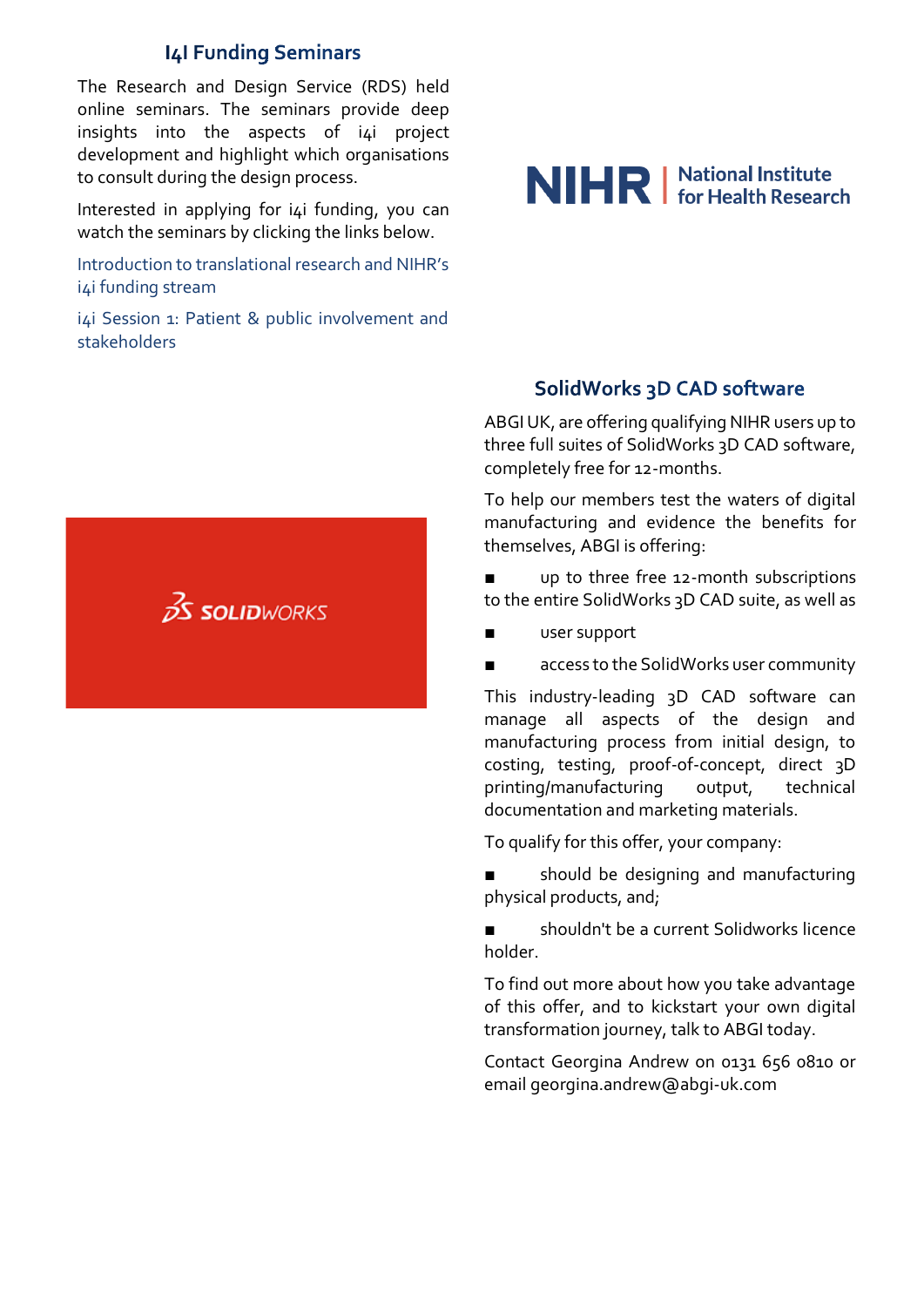## I4I Funding Seminars

The Research and Design Service (RDS) held online seminars. The seminars provide deep insights into the aspects of i4i project development and highlight which organisations to consult during the design process.

Interested in applying for i4i funding, you can watch the seminars by clicking the links below.

Introduction to translational research and NIHR's i4i funding stream

i4i Session 1: Patient & public involvement and stakeholders

NIHR | National Institute for Health Research

## SolidWorks 3D CAD software

ABGI UK, are offering qualifying NIHR users up to three full suites of SolidWorks 3D CAD software, completely free for 12-months.

To help our members test the waters of digital manufacturing and evidence the benefits for themselves, ABGI is offering:

- up to three free 12-month subscriptions to the entire SolidWorks 3D CAD suite, as well as
- user support
- access to the SolidWorks user community

This industry-leading 3D CAD software can manage all aspects of the design and manufacturing process from initial design, to costing, testing, proof-of-concept, direct 3D printing/manufacturing output, technical documentation and marketing materials.

To qualify for this offer, your company:

- should be designing and manufacturing physical products, and;
- shouldn't be a current Solidworks licence holder.

To find out more about how you take advantage of this offer, and to kickstart your own digital transformation journey, talk to ABGI today.

Contact Georgina Andrew on 0131 656 0810 or email georgina.andrew@abgi-uk.com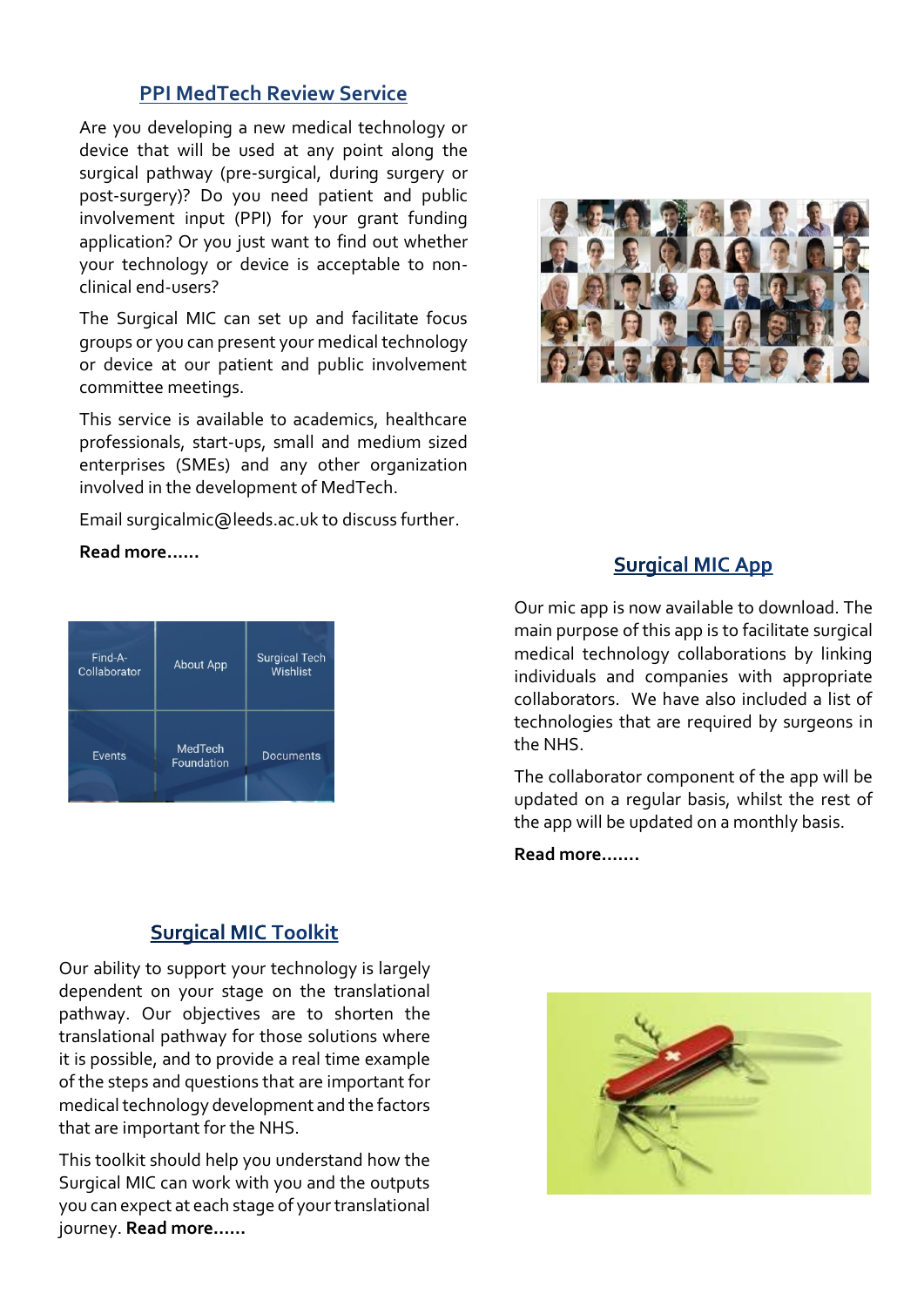## PPI MedTech Review Service

Are you developing a new medical technology or device that will be used at any point along the surgical pathway (pre-surgical, during surgery or post-surgery)? Do you need patient and public involvement input (PPI) for your grant funding application? Or you just want to find out whether your technology or device is acceptable to non-clinical end-users?

The Surgical MIC can set up and facilitate focus groups or you can present your medical technology or device at our patient and public involvement committee meetings.

This service is available to academics, healthcare professionals, start-ups, small and medium sized enterprises (SMEs) and any other organization involved in the development of MedTech.

Email surgicalmic@leeds.ac.uk to discuss further.

**Read more……**

## Surgical MIC App

Our mic app is now available to download. The main purpose of this app is to facilitate surgical medical technology collaborations by linking individuals and companies with appropriate collaborators. We have also included a list of technologies that are required by surgeons in the NHS.

The collaborator component of the app will be updated on a regular basis, whilst the rest of the app will be updated on a monthly basis.

**Read more…….**

## Surgical MIC Toolkit

Our ability to support your technology is largely dependent on your stage on the translational pathway. Our objectives are to shorten the translational pathway for those solutions where it is possible, and to provide a real time example of the steps and questions that are important for medical technology development and the factors that are important for the NHS.

This toolkit should help you understand how the Surgical MIC can work with you and the outputs you can expect at each stage of your translational journey. **Read more……**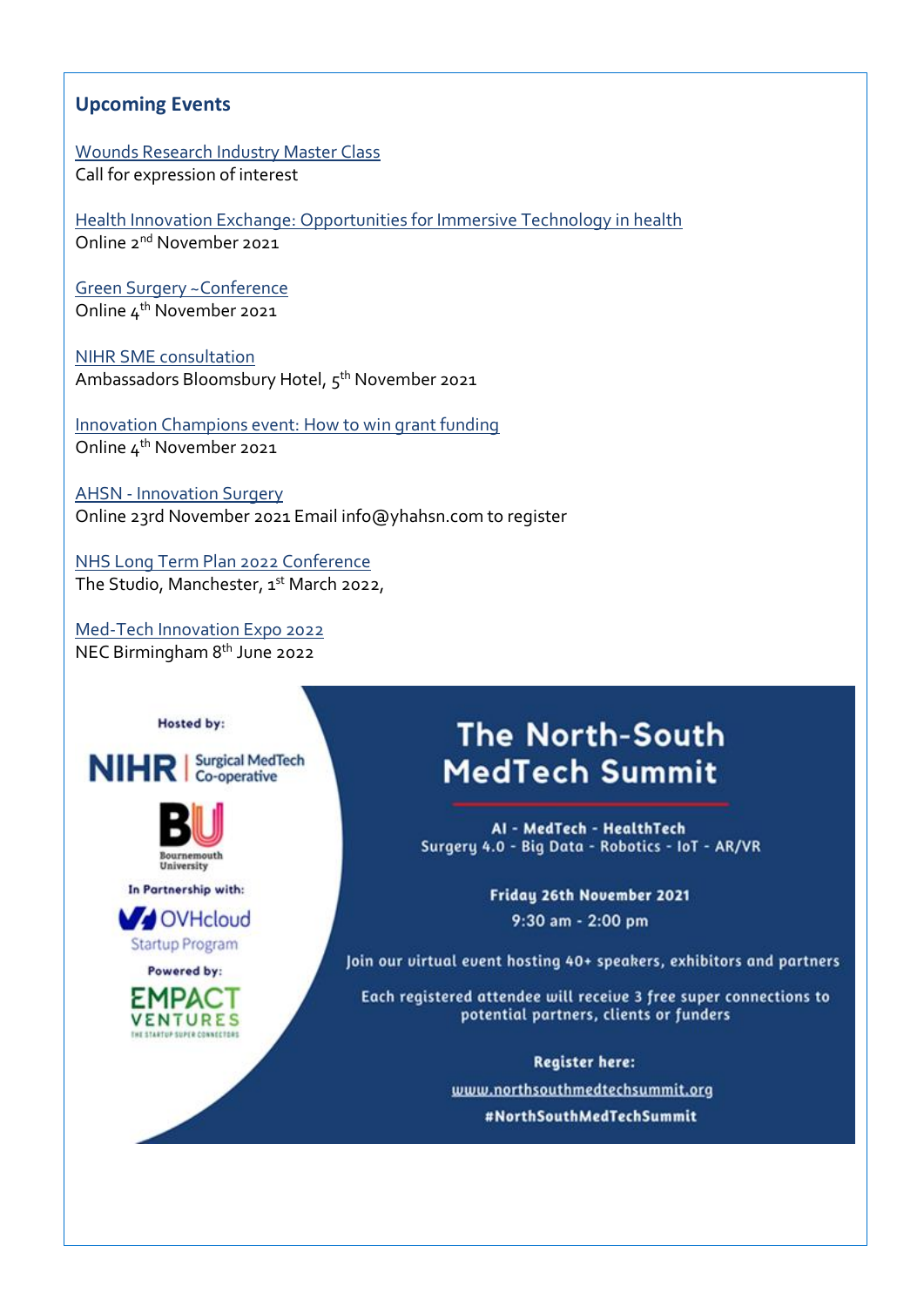## Upcoming Events

[Wounds Research Industry Master Class]
Call for expression of interest

[Health Innovation Exchange: Opportunities for Immersive Technology in health]
Online 2nd November 2021

[Green Surgery ~Conference]
Online 4th November 2021

[NIHR SME consultation]
Ambassadors Bloomsbury Hotel, 5th November 2021

[Innovation Champions event: How to win grant funding]
Online 4th November 2021

[AHSN - Innovation Surgery]
Online 23rd November 2021 Email info@yhahsn.com to register

[NHS Long Term Plan 2022 Conference]
The Studio, Manchester, 1st March 2022,

[Med-Tech Innovation Expo 2022]
NEC Birmingham 8th June 2022

Hosted by:

NIHR | Surgical MedTech Co-operative

Bournemouth University

In Partnership with:

OVHcloud Startup Program

Powered by:

EMPACT VENTURES THE STARTUP SUPER CONNECTORS

# The North-South MedTech Summit

AI - MedTech - HealthTech
Surgery 4.0 - Big Data - Robotics - IoT - AR/VR

**Friday 26th November 2021**
9:30 am - 2:00 pm

Join our virtual event hosting 40+ speakers, exhibitors and partners

Each registered attendee will receive 3 free super connections to potential partners, clients or funders

**Register here:**
www.northsouthmedtechsummit.org
**#NorthSouthMedTechSummit**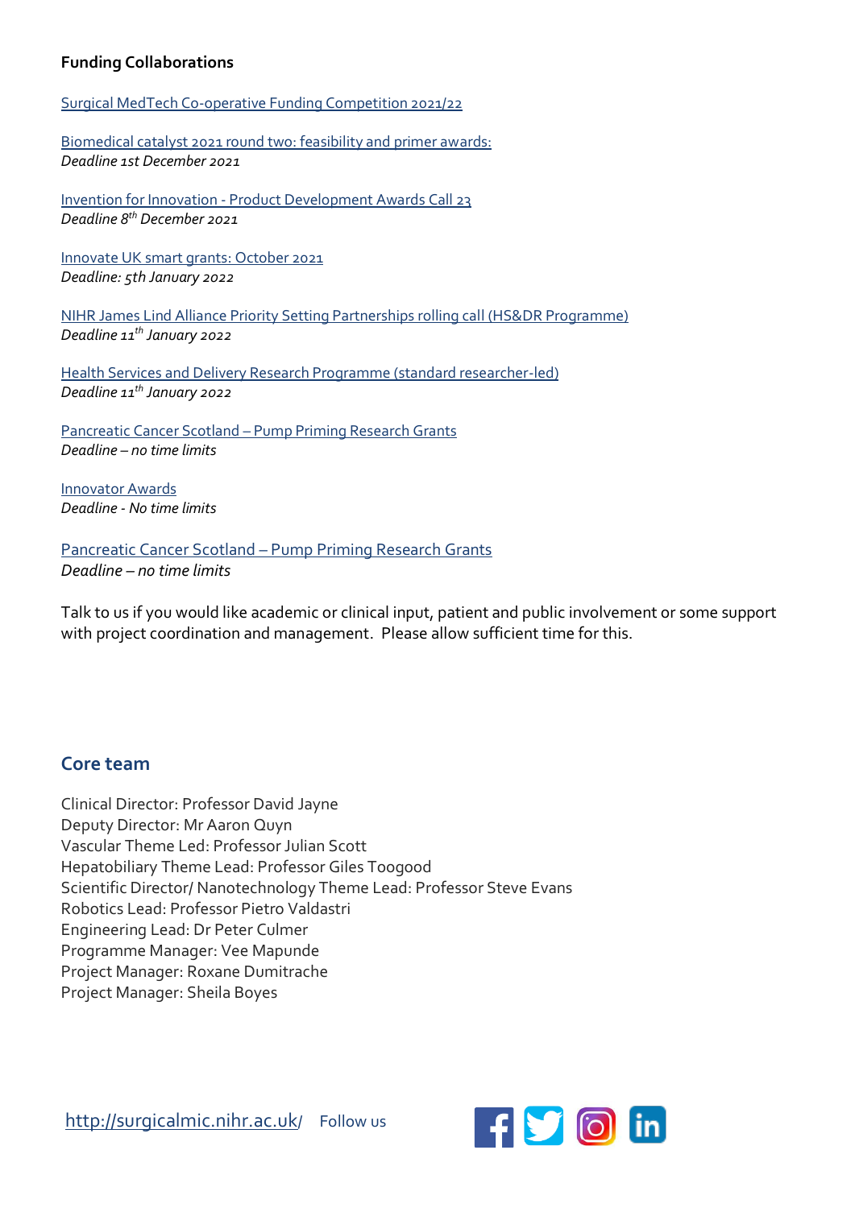**Funding Collaborations**

Surgical MedTech Co-operative Funding Competition 2021/22

Biomedical catalyst 2021 round two: feasibility and primer awards:
*Deadline 1st December 2021*

Invention for Innovation - Product Development Awards Call 23
*Deadline 8th December 2021*

Innovate UK smart grants: October 2021
*Deadline: 5th January 2022*

NIHR James Lind Alliance Priority Setting Partnerships rolling call (HS&DR Programme)
*Deadline 11th January 2022*

Health Services and Delivery Research Programme (standard researcher-led)
*Deadline 11th January 2022*

Pancreatic Cancer Scotland – Pump Priming Research Grants
*Deadline – no time limits*

Innovator Awards
*Deadline - No time limits*

Pancreatic Cancer Scotland – Pump Priming Research Grants
*Deadline – no time limits*

Talk to us if you would like academic or clinical input, patient and public involvement or some support with project coordination and management. Please allow sufficient time for this.

## Core team

Clinical Director: Professor David Jayne
Deputy Director: Mr Aaron Quyn
Vascular Theme Led: Professor Julian Scott
Hepatobiliary Theme Lead: Professor Giles Toogood
Scientific Director/ Nanotechnology Theme Lead: Professor Steve Evans
Robotics Lead: Professor Pietro Valdastri
Engineering Lead: Dr Peter Culmer
Programme Manager: Vee Mapunde
Project Manager: Roxane Dumitrache
Project Manager: Sheila Boyes

http://surgicalmic.nihr.ac.uk/ Follow us